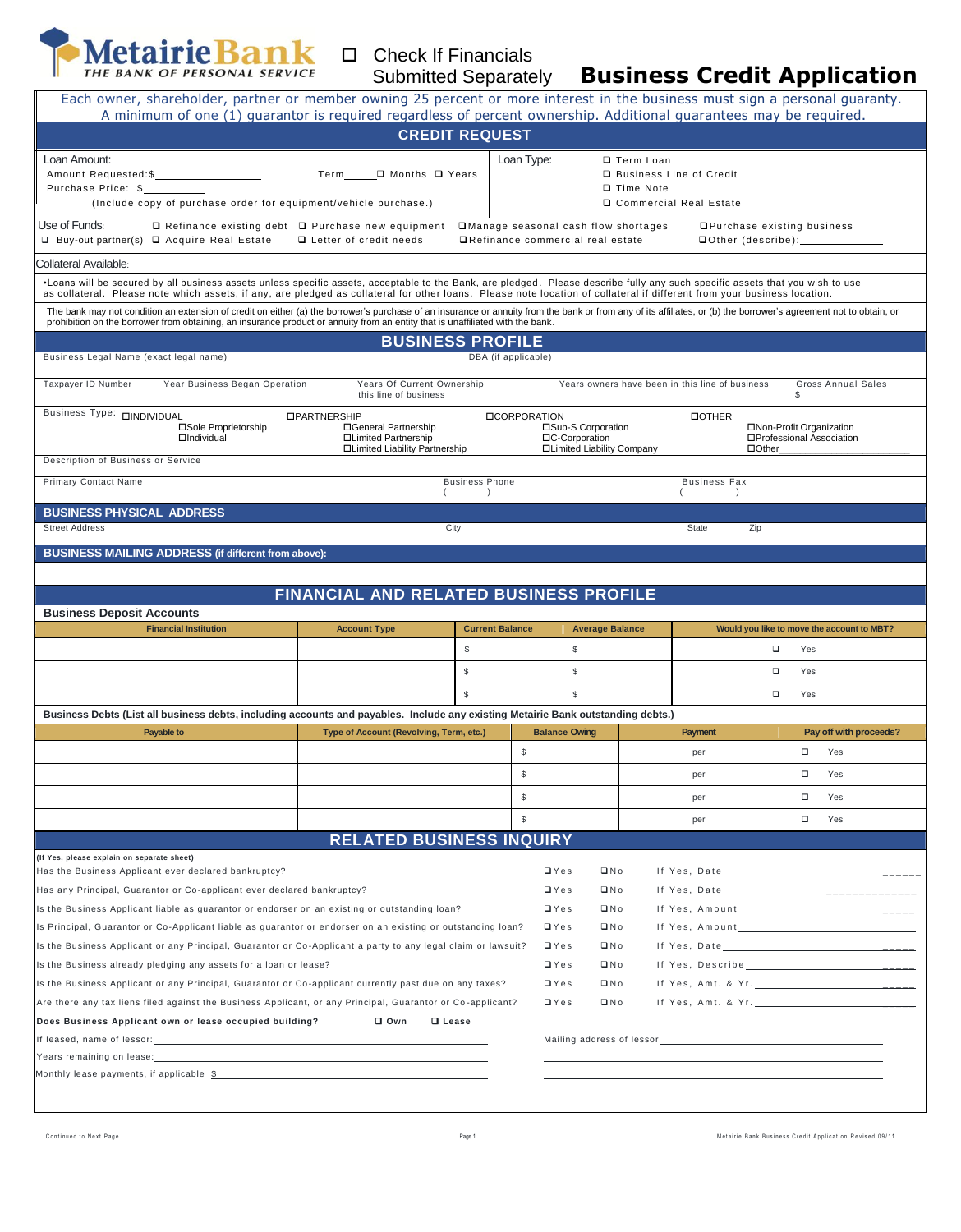MetairieBank
THE BANK OF PERSONAL SERVICE

☐ Check If Financials Submitted Separately

# Business Credit Application

Each owner, shareholder, partner or member owning 25 percent or more interest in the business must sign a personal guaranty. A minimum of one (1) guarantor is required regardless of percent ownership. Additional guarantees may be required.

## CREDIT REQUEST

Loan Amount:
Amount Requested:$__________________ Term______ ☐ Months ☐ Years
Purchase Price: $__________
(Include copy of purchase order for equipment/vehicle purchase.)

Loan Type: ☐ Term Loan ☐ Business Line of Credit ☐ Time Note ☐ Commercial Real Estate

Use of Funds: ☐ Refinance existing debt ☐ Purchase new equipment ☐ Manage seasonal cash flow shortages ☐ Purchase existing business ☐ Buy-out partner(s) ☐ Acquire Real Estate ☐ Letter of credit needs ☐ Refinance commercial real estate ☐ Other (describe):______________

Collateral Available:

•Loans will be secured by all business assets unless specific assets, acceptable to the Bank, are pledged. Please describe fully any such specific assets that you wish to use as collateral. Please note which assets, if any, are pledged as collateral for other loans. Please note location of collateral if different from your business location.

The bank may not condition an extension of credit on either (a) the borrower's purchase of an insurance or annuity from the bank or from any of its affiliates, or (b) the borrower's agreement not to obtain, or prohibition on the borrower from obtaining, an insurance product or annuity from an entity that is unaffiliated with the bank.

## BUSINESS PROFILE

Business Legal Name (exact legal name) DBA (if applicable)

Taxpayer ID Number | Year Business Began Operation | Years Of Current Ownership this line of business | Years owners have been in this line of business | Gross Annual Sales $

Business Type:
- ☐ INDIVIDUAL: ☐ Sole Proprietorship ☐ Individual
- ☐ PARTNERSHIP: ☐ General Partnership ☐ Limited Partnership ☐ Limited Liability Partnership
- ☐ CORPORATION: ☐ Sub-S Corporation ☐ C-Corporation ☐ Limited Liability Company
- ☐ OTHER: ☐ Non-Profit Organization ☐ Professional Association ☐ Other________________

Description of Business or Service

Primary Contact Name | Business Phone ( ) | Business Fax ( )

### BUSINESS PHYSICAL ADDRESS

Street Address | City | State | Zip

### BUSINESS MAILING ADDRESS (if different from above):

## FINANCIAL AND RELATED BUSINESS PROFILE

### Business Deposit Accounts

| Financial Institution | Account Type | Current Balance | Average Balance | Would you like to move the account to MBT? |
|---|---|---|---|---|
| | | $ | $ | ☐ Yes |
| | | $ | $ | ☐ Yes |
| | | $ | $ | ☐ Yes |

**Business Debts (List all business debts, including accounts and payables. Include any existing Metairie Bank outstanding debts.)**

| Payable to | Type of Account (Revolving, Term, etc.) | Balance Owing | Payment | Pay off with proceeds? |
|---|---|---|---|---|
| | | $ | per | ☐ Yes |
| | | $ | per | ☐ Yes |
| | | $ | per | ☐ Yes |
| | | $ | per | ☐ Yes |

## RELATED BUSINESS INQUIRY

(If Yes, please explain on separate sheet)

| Question | | | |
|---|---|---|---|
| Has the Business Applicant ever declared bankruptcy? | ☐ Yes | ☐ No | If Yes, Date______________ |
| Has any Principal, Guarantor or Co-applicant ever declared bankruptcy? | ☐ Yes | ☐ No | If Yes, Date______________ |
| Is the Business Applicant liable as guarantor or endorser on an existing or outstanding loan? | ☐ Yes | ☐ No | If Yes, Amount______________ |
| Is Principal, Guarantor or Co-Applicant liable as guarantor or endorser on an existing or outstanding loan? | ☐ Yes | ☐ No | If Yes, Amount______________ |
| Is the Business Applicant or any Principal, Guarantor or Co-Applicant a party to any legal claim or lawsuit? | ☐ Yes | ☐ No | If Yes, Date______________ |
| Is the Business already pledging any assets for a loan or lease? | ☐ Yes | ☐ No | If Yes, Describe______________ |
| Is the Business Applicant or any Principal, Guarantor or Co-applicant currently past due on any taxes? | ☐ Yes | ☐ No | If Yes, Amt. & Yr.______________ |
| Are there any tax liens filed against the Business Applicant, or any Principal, Guarantor or Co-applicant? | ☐ Yes | ☐ No | If Yes, Amt. & Yr.______________ |

**Does Business Applicant own or lease occupied building?** ☐ **Own** ☐ **Lease**

If leased, name of lessor:______________________ Mailing address of lessor______________________

Years remaining on lease:______________________

Monthly lease payments, if applicable $______________________

Continued to Next Page

Metairie Bank Business Credit Application Revised 09/11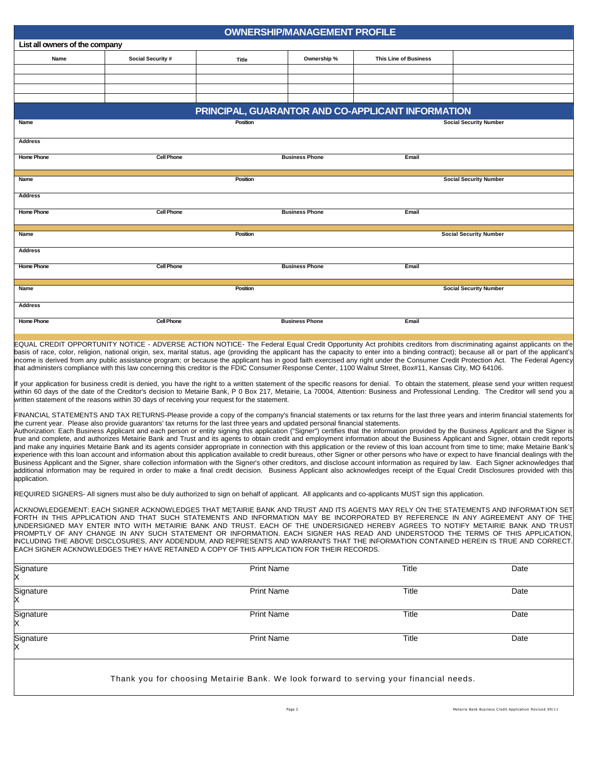## OWNERSHIP/MANAGEMENT PROFILE

**List all owners of the company**

| Name | Social Security # | Title | Ownership % | This Line of Business | |
|---|---|---|---|---|---|
| | | | | | |
| | | | | | |
| | | | | | |
| | | | | | |

## PRINCIPAL, GUARANTOR AND CO-APPLICANT INFORMATION

| Name | | Position | Social Security Number |
|---|---|---|---|
| Address | | | |
| Home Phone | Cell Phone | Business Phone | Email |

| Name | | Position | Social Security Number |
|---|---|---|---|
| Address | | | |
| Home Phone | Cell Phone | Business Phone | Email |

| Name | | Position | Social Security Number |
|---|---|---|---|
| Address | | | |
| Home Phone | Cell Phone | Business Phone | Email |

| Name | | Position | Social Security Number |
|---|---|---|---|
| Address | | | |
| Home Phone | Cell Phone | Business Phone | Email |

EQUAL CREDIT OPPORTUNITY NOTICE - ADVERSE ACTION NOTICE- The Federal Equal Credit Opportunity Act prohibits creditors from discriminating against applicants on the basis of race, color, religion, national origin, sex, marital status, age (providing the applicant has the capacity to enter into a binding contract); because all or part of the applicant's income is derived from any public assistance program; or because the applicant has in good faith exercised any right under the Consumer Credit Protection Act. The Federal Agency that administers compliance with this law concerning this creditor is the FDIC Consumer Response Center, 1100 Walnut Street, Box#11, Kansas City, MO 64106.

If your application for business credit is denied, you have the right to a written statement of the specific reasons for denial. To obtain the statement, please send your written request within 60 days of the date of the Creditor's decision to Metairie Bank, P 0 Box 217, Metairie, La 70004, Attention: Business and Professional Lending. The Creditor will send you a written statement of the reasons within 30 days of receiving your request for the statement.

FINANCIAL STATEMENTS AND TAX RETURNS-Please provide a copy of the company's financial statements or tax returns for the last three years and interim financial statements for the current year. Please also provide guarantors' tax returns for the last three years and updated personal financial statements.

Authorization: Each Business Applicant and each person or entity signing this application ("Signer") certifies that the information provided by the Business Applicant and the Signer is true and complete, and authorizes Metairie Bank and Trust and its agents to obtain credit and employment information about the Business Applicant and Signer, obtain credit reports and make any inquiries Metairie Bank and its agents consider appropriate in connection with this application or the review of this loan account from time to time; make Metairie Bank's experience with this loan account and information about this application available to credit bureaus, other Signer or other persons who have or expect to have financial dealings with the Business Applicant and the Signer, share collection information with the Signer's other creditors, and disclose account information as required by law. Each Signer acknowledges that additional information may be required in order to make a final credit decision. Business Applicant also acknowledges receipt of the Equal Credit Disclosures provided with this application.

REQUIRED SIGNERS- All signers must also be duly authorized to sign on behalf of applicant. All applicants and co-applicants MUST sign this application.

ACKNOWLEDGEMENT: EACH SIGNER ACKNOWLEDGES THAT METAIRIE BANK AND TRUST AND ITS AGENTS MAY RELY ON THE STATEMENTS AND INFORMATION SET FORTH IN THIS APPLICATION AND THAT SUCH STATEMENTS AND INFORMATION MAY BE INCORPORATED BY REFERENCE IN ANY AGREEMENT ANY OF THE UNDERSIGNED MAY ENTER INTO WITH METAIRIE BANK AND TRUST. EACH OF THE UNDERSIGNED HEREBY AGREES TO NOTIFY METAIRIE BANK AND TRUST PROMPTLY OF ANY CHANGE IN ANY SUCH STATEMENT OR INFORMATION. EACH SIGNER HAS READ AND UNDERSTOOD THE TERMS OF THIS APPLICATION, INCLUDING THE ABOVE DISCLOSURES, ANY ADDENDUM, AND REPRESENTS AND WARRANTS THAT THE INFORMATION CONTAINED HEREIN IS TRUE AND CORRECT. EACH SIGNER ACKNOWLEDGES THEY HAVE RETAINED A COPY OF THIS APPLICATION FOR THEIR RECORDS.

| Signature | Print Name | Title | Date |
|---|---|---|---|
| X | | | |
| Signature | Print Name | Title | Date |
| X | | | |
| Signature | Print Name | Title | Date |
| X | | | |
| Signature | Print Name | Title | Date |
| X | | | |

Thank you for choosing Metairie Bank. We look forward to serving your financial needs.

Metairie Bank Business Credit Application Revised 09/11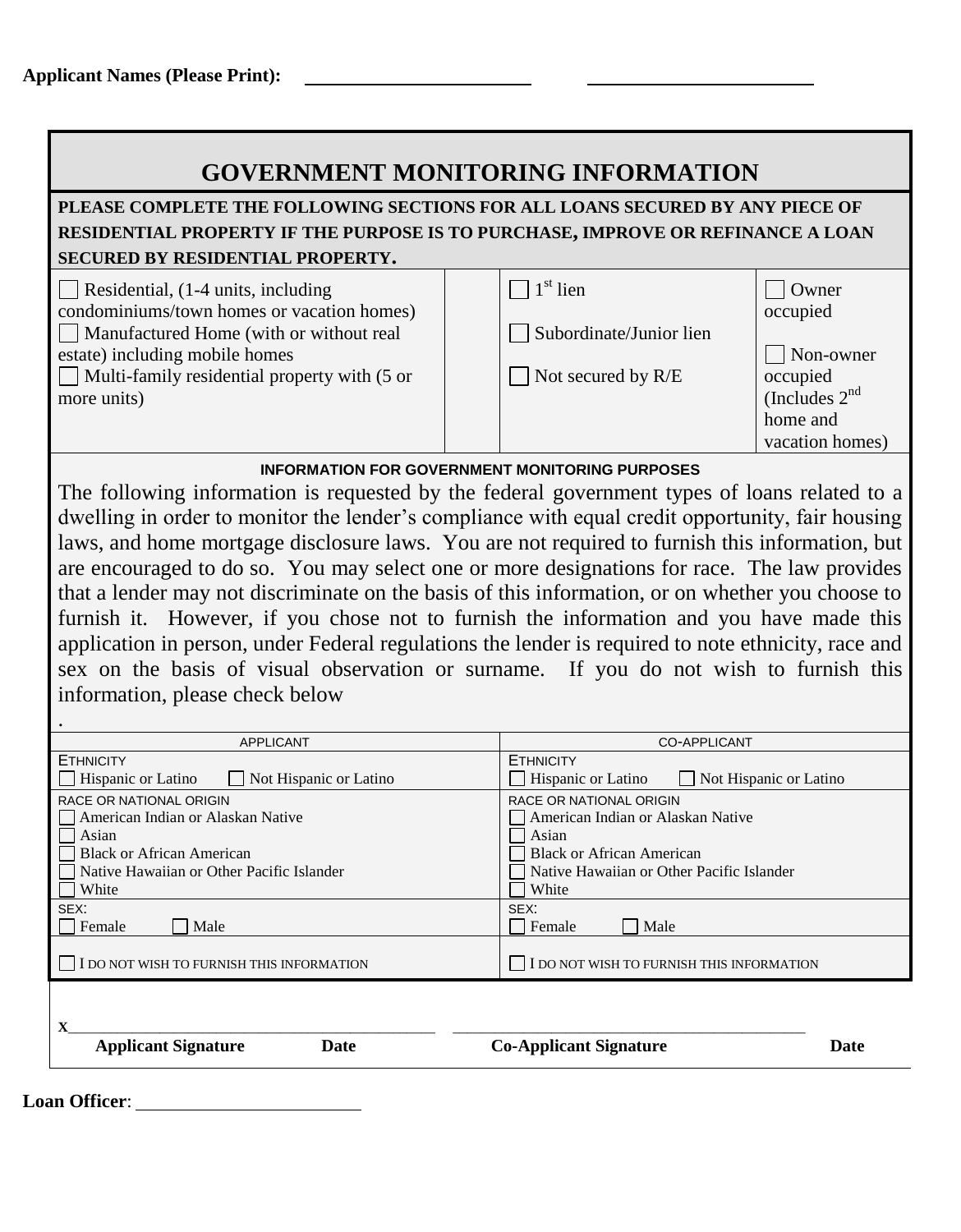**Applicant Names (Please Print):** \_\_\_\_\_\_\_\_\_\_\_\_\_\_\_\_\_\_\_\_\_\_\_\_ \_\_\_\_\_\_\_\_\_\_\_\_\_\_\_\_\_\_\_\_\_\_\_\_

# GOVERNMENT MONITORING INFORMATION

**PLEASE COMPLETE THE FOLLOWING SECTIONS FOR ALL LOANS SECURED BY ANY PIECE OF RESIDENTIAL PROPERTY IF THE PURPOSE IS TO PURCHASE, IMPROVE OR REFINANCE A LOAN SECURED BY RESIDENTIAL PROPERTY.**

| | | | |
|---|---|---|---|
| ☐ Residential, (1-4 units, including condominiums/town homes or vacation homes)<br>☐ Manufactured Home (with or without real estate) including mobile homes<br>☐ Multi-family residential property with (5 or more units) | | ☐ 1st lien<br>☐ Subordinate/Junior lien<br>☐ Not secured by R/E | ☐ Owner occupied<br>☐ Non-owner occupied (Includes 2nd home and vacation homes) |

**INFORMATION FOR GOVERNMENT MONITORING PURPOSES**

The following information is requested by the federal government types of loans related to a dwelling in order to monitor the lender's compliance with equal credit opportunity, fair housing laws, and home mortgage disclosure laws. You are not required to furnish this information, but are encouraged to do so. You may select one or more designations for race. The law provides that a lender may not discriminate on the basis of this information, or on whether you choose to furnish it. However, if you chose not to furnish the information and you have made this application in person, under Federal regulations the lender is required to note ethnicity, race and sex on the basis of visual observation or surname. If you do not wish to furnish this information, please check below

.

| APPLICANT | CO-APPLICANT |
|---|---|
| ETHNICITY<br>☐ Hispanic or Latino ☐ Not Hispanic or Latino | ETHNICITY<br>☐ Hispanic or Latino ☐ Not Hispanic or Latino |
| RACE OR NATIONAL ORIGIN<br>☐ American Indian or Alaskan Native<br>☐ Asian<br>☐ Black or African American<br>☐ Native Hawaiian or Other Pacific Islander<br>☐ White | RACE OR NATIONAL ORIGIN<br>☐ American Indian or Alaskan Native<br>☐ Asian<br>☐ Black or African American<br>☐ Native Hawaiian or Other Pacific Islander<br>☐ White |
| SEX:<br>☐ Female ☐ Male | SEX:<br>☐ Female ☐ Male |
| ☐ I DO NOT WISH TO FURNISH THIS INFORMATION | ☐ I DO NOT WISH TO FURNISH THIS INFORMATION |

X\_\_\_\_\_\_\_\_\_\_\_\_\_\_\_\_\_\_\_\_\_\_\_\_\_\_\_\_\_\_\_\_\_\_\_\_\_\_\_\_ \_\_\_\_\_\_\_\_\_\_\_\_\_\_\_\_\_\_\_\_\_\_\_\_\_\_\_\_\_\_\_\_\_\_\_\_\_\_\_\_

**Applicant Signature** **Date** **Co-Applicant Signature** **Date**

**Loan Officer**: \_\_\_\_\_\_\_\_\_\_\_\_\_\_\_\_\_\_\_\_\_\_\_\_